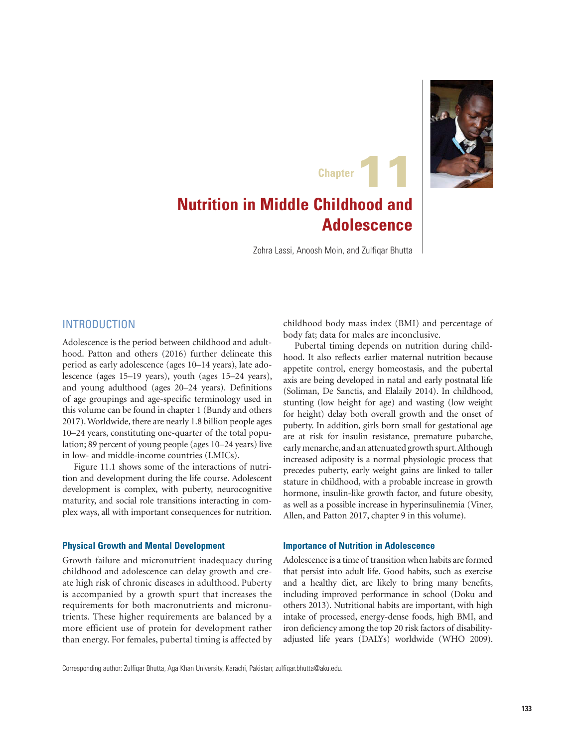Chapter 11

# Nutrition in Middle Childhood and Adolescence

Zohra Lassi, Anoosh Moin, and Zulfiqar Bhutta

## INTRODUCTION

Adolescence is the period between childhood and adulthood. Patton and others (2016) further delineate this period as early adolescence (ages 10–14 years), late adolescence (ages 15–19 years), youth (ages 15–24 years), and young adulthood (ages 20–24 years). Definitions of age groupings and age-specific terminology used in this volume can be found in chapter 1 (Bundy and others 2017). Worldwide, there are nearly 1.8 billion people ages 10–24 years, constituting one-quarter of the total population; 89 percent of young people (ages 10–24 years) live in low- and middle-income countries (LMICs).

Figure 11.1 shows some of the interactions of nutrition and development during the life course. Adolescent development is complex, with puberty, neurocognitive maturity, and social role transitions interacting in complex ways, all with important consequences for nutrition.

### Physical Growth and Mental Development

Growth failure and micronutrient inadequacy during childhood and adolescence can delay growth and create high risk of chronic diseases in adulthood. Puberty is accompanied by a growth spurt that increases the requirements for both macronutrients and micronutrients. These higher requirements are balanced by a more efficient use of protein for development rather than energy. For females, pubertal timing is affected by childhood body mass index (BMI) and percentage of body fat; data for males are inconclusive.

Pubertal timing depends on nutrition during childhood. It also reflects earlier maternal nutrition because appetite control, energy homeostasis, and the pubertal axis are being developed in natal and early postnatal life (Soliman, De Sanctis, and Elalaily 2014). In childhood, stunting (low height for age) and wasting (low weight for height) delay both overall growth and the onset of puberty. In addition, girls born small for gestational age are at risk for insulin resistance, premature pubarche, early menarche, and an attenuated growth spurt. Although increased adiposity is a normal physiologic process that precedes puberty, early weight gains are linked to taller stature in childhood, with a probable increase in growth hormone, insulin-like growth factor, and future obesity, as well as a possible increase in hyperinsulinemia (Viner, Allen, and Patton 2017, chapter 9 in this volume).

### Importance of Nutrition in Adolescence

Adolescence is a time of transition when habits are formed that persist into adult life. Good habits, such as exercise and a healthy diet, are likely to bring many benefits, including improved performance in school (Doku and others 2013). Nutritional habits are important, with high intake of processed, energy-dense foods, high BMI, and iron deficiency among the top 20 risk factors of disability-adjusted life years (DALYs) worldwide (WHO 2009).

Corresponding author: Zulfiqar Bhutta, Aga Khan University, Karachi, Pakistan; zulfiqar.bhutta@aku.edu.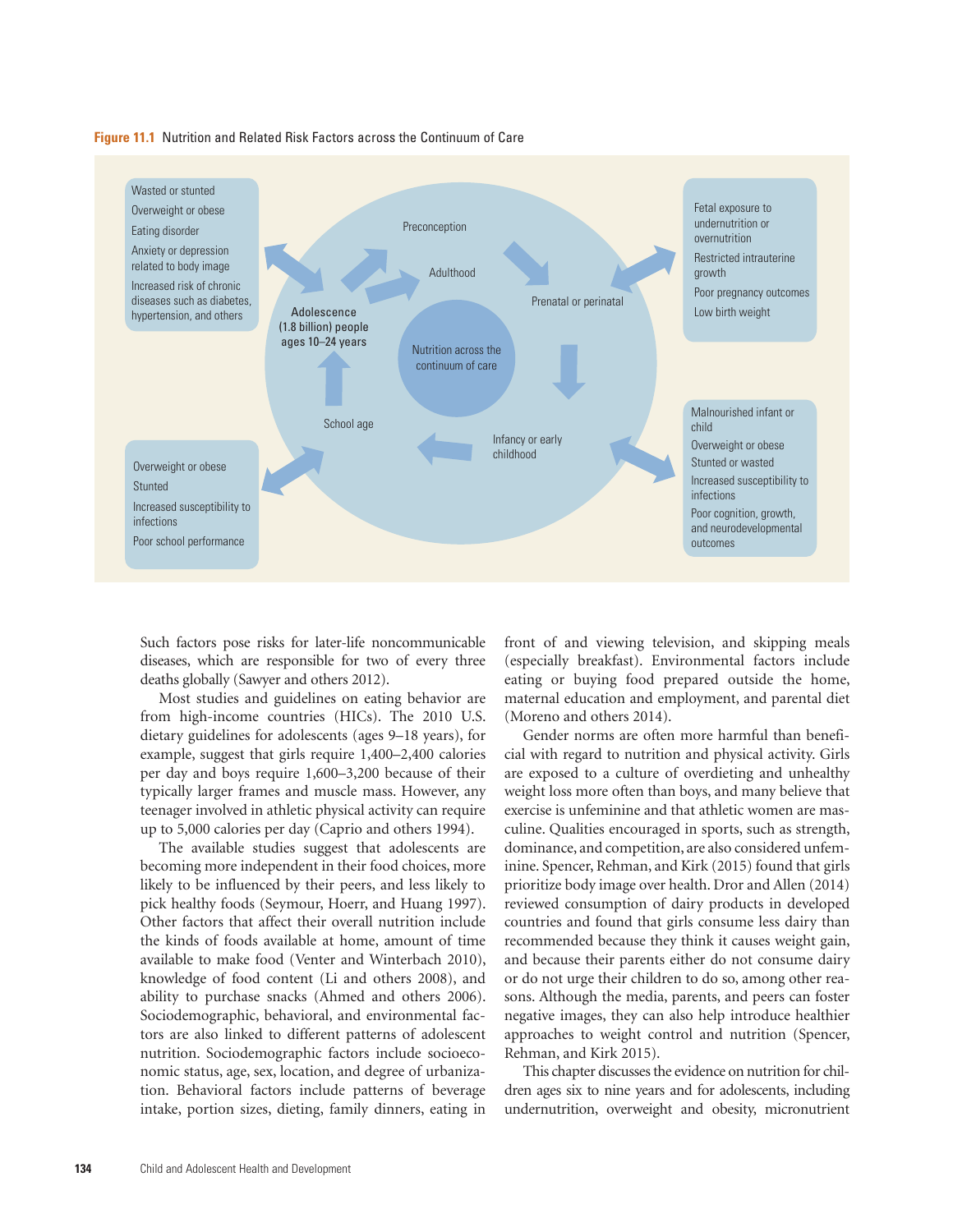**Figure 11.1** Nutrition and Related Risk Factors across the Continuum of Care

Wasted or stunted
Overweight or obese
Eating disorder
Anxiety or depression related to body image
Increased risk of chronic diseases such as diabetes, hypertension, and others

Preconception

Adulthood

Adolescence (1.8 billion) people ages 10–24 years

Nutrition across the continuum of care

Prenatal or perinatal

Fetal exposure to undernutrition or overnutrition
Restricted intrauterine growth
Poor pregnancy outcomes
Low birth weight

School age

Infancy or early childhood

Overweight or obese
Stunted
Increased susceptibility to infections
Poor school performance

Malnourished infant or child
Overweight or obese
Stunted or wasted
Increased susceptibility to infections
Poor cognition, growth, and neurodevelopmental outcomes

Such factors pose risks for later-life noncommunicable diseases, which are responsible for two of every three deaths globally (Sawyer and others 2012).

Most studies and guidelines on eating behavior are from high-income countries (HICs). The 2010 U.S. dietary guidelines for adolescents (ages 9–18 years), for example, suggest that girls require 1,400–2,400 calories per day and boys require 1,600–3,200 because of their typically larger frames and muscle mass. However, any teenager involved in athletic physical activity can require up to 5,000 calories per day (Caprio and others 1994).

The available studies suggest that adolescents are becoming more independent in their food choices, more likely to be influenced by their peers, and less likely to pick healthy foods (Seymour, Hoerr, and Huang 1997). Other factors that affect their overall nutrition include the kinds of foods available at home, amount of time available to make food (Venter and Winterbach 2010), knowledge of food content (Li and others 2008), and ability to purchase snacks (Ahmed and others 2006). Sociodemographic, behavioral, and environmental factors are also linked to different patterns of adolescent nutrition. Sociodemographic factors include socioeconomic status, age, sex, location, and degree of urbanization. Behavioral factors include patterns of beverage intake, portion sizes, dieting, family dinners, eating in front of and viewing television, and skipping meals (especially breakfast). Environmental factors include eating or buying food prepared outside the home, maternal education and employment, and parental diet (Moreno and others 2014).

Gender norms are often more harmful than beneficial with regard to nutrition and physical activity. Girls are exposed to a culture of overdieting and unhealthy weight loss more often than boys, and many believe that exercise is unfeminine and that athletic women are masculine. Qualities encouraged in sports, such as strength, dominance, and competition, are also considered unfeminine. Spencer, Rehman, and Kirk (2015) found that girls prioritize body image over health. Dror and Allen (2014) reviewed consumption of dairy products in developed countries and found that girls consume less dairy than recommended because they think it causes weight gain, and because their parents either do not consume dairy or do not urge their children to do so, among other reasons. Although the media, parents, and peers can foster negative images, they can also help introduce healthier approaches to weight control and nutrition (Spencer, Rehman, and Kirk 2015).

This chapter discusses the evidence on nutrition for children ages six to nine years and for adolescents, including undernutrition, overweight and obesity, micronutrient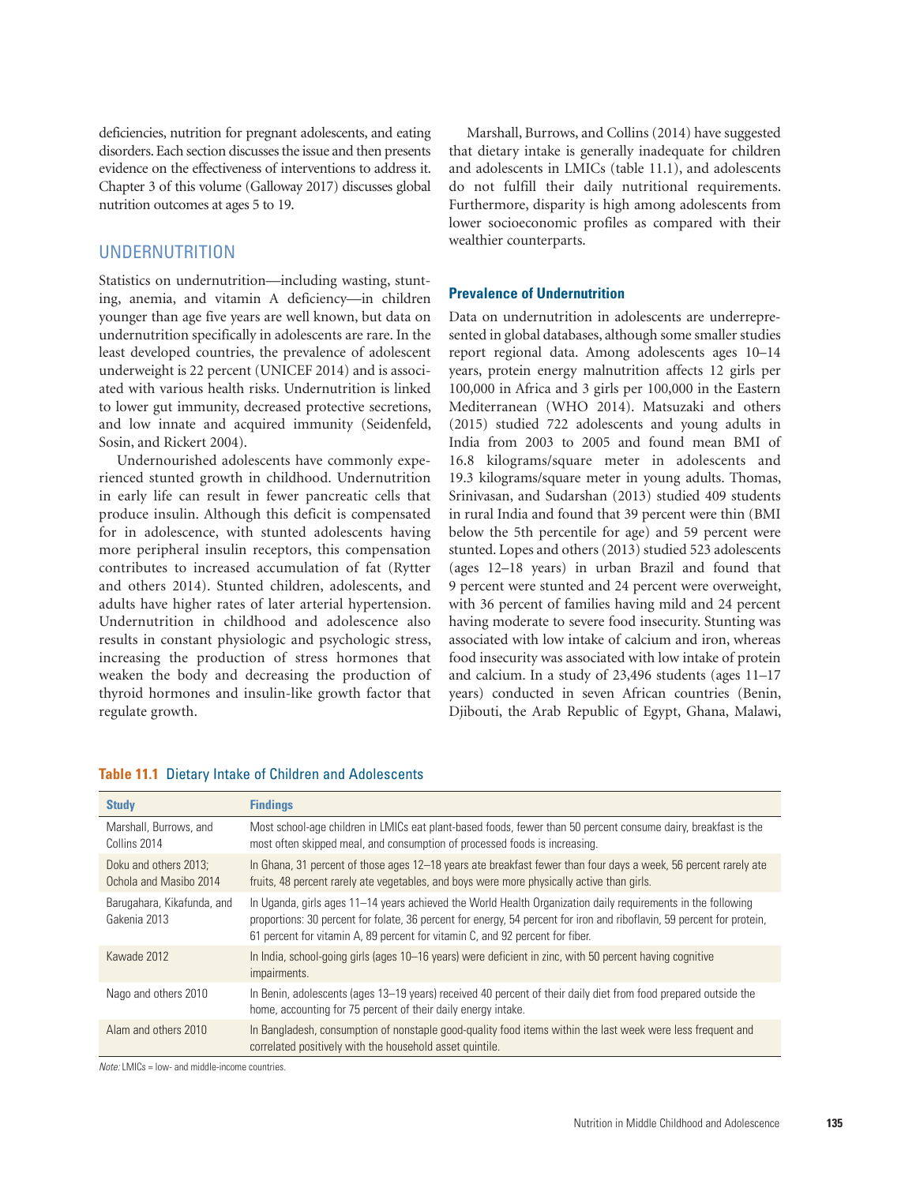deficiencies, nutrition for pregnant adolescents, and eating disorders. Each section discusses the issue and then presents evidence on the effectiveness of interventions to address it. Chapter 3 of this volume (Galloway 2017) discusses global nutrition outcomes at ages 5 to 19.

## UNDERNUTRITION

Statistics on undernutrition—including wasting, stunting, anemia, and vitamin A deficiency—in children younger than age five years are well known, but data on undernutrition specifically in adolescents are rare. In the least developed countries, the prevalence of adolescent underweight is 22 percent (UNICEF 2014) and is associated with various health risks. Undernutrition is linked to lower gut immunity, decreased protective secretions, and low innate and acquired immunity (Seidenfeld, Sosin, and Rickert 2004).

Undernourished adolescents have commonly experienced stunted growth in childhood. Undernutrition in early life can result in fewer pancreatic cells that produce insulin. Although this deficit is compensated for in adolescence, with stunted adolescents having more peripheral insulin receptors, this compensation contributes to increased accumulation of fat (Rytter and others 2014). Stunted children, adolescents, and adults have higher rates of later arterial hypertension. Undernutrition in childhood and adolescence also results in constant physiologic and psychologic stress, increasing the production of stress hormones that weaken the body and decreasing the production of thyroid hormones and insulin-like growth factor that regulate growth.

Marshall, Burrows, and Collins (2014) have suggested that dietary intake is generally inadequate for children and adolescents in LMICs (table 11.1), and adolescents do not fulfill their daily nutritional requirements. Furthermore, disparity is high among adolescents from lower socioeconomic profiles as compared with their wealthier counterparts.

### Prevalence of Undernutrition

Data on undernutrition in adolescents are underrepresented in global databases, although some smaller studies report regional data. Among adolescents ages 10–14 years, protein energy malnutrition affects 12 girls per 100,000 in Africa and 3 girls per 100,000 in the Eastern Mediterranean (WHO 2014). Matsuzaki and others (2015) studied 722 adolescents and young adults in India from 2003 to 2005 and found mean BMI of 16.8 kilograms/square meter in adolescents and 19.3 kilograms/square meter in young adults. Thomas, Srinivasan, and Sudarshan (2013) studied 409 students in rural India and found that 39 percent were thin (BMI below the 5th percentile for age) and 59 percent were stunted. Lopes and others (2013) studied 523 adolescents (ages 12–18 years) in urban Brazil and found that 9 percent were stunted and 24 percent were overweight, with 36 percent of families having mild and 24 percent having moderate to severe food insecurity. Stunting was associated with low intake of calcium and iron, whereas food insecurity was associated with low intake of protein and calcium. In a study of 23,496 students (ages 11–17 years) conducted in seven African countries (Benin, Djibouti, the Arab Republic of Egypt, Ghana, Malawi,

**Table 11.1** Dietary Intake of Children and Adolescents

| Study | Findings |
|---|---|
| Marshall, Burrows, and Collins 2014 | Most school-age children in LMICs eat plant-based foods, fewer than 50 percent consume dairy, breakfast is the most often skipped meal, and consumption of processed foods is increasing. |
| Doku and others 2013; Ochola and Masibo 2014 | In Ghana, 31 percent of those ages 12–18 years ate breakfast fewer than four days a week, 56 percent rarely ate fruits, 48 percent rarely ate vegetables, and boys were more physically active than girls. |
| Barugahara, Kikafunda, and Gakenia 2013 | In Uganda, girls ages 11–14 years achieved the World Health Organization daily requirements in the following proportions: 30 percent for folate, 36 percent for energy, 54 percent for iron and riboflavin, 59 percent for protein, 61 percent for vitamin A, 89 percent for vitamin C, and 92 percent for fiber. |
| Kawade 2012 | In India, school-going girls (ages 10–16 years) were deficient in zinc, with 50 percent having cognitive impairments. |
| Nago and others 2010 | In Benin, adolescents (ages 13–19 years) received 40 percent of their daily diet from food prepared outside the home, accounting for 75 percent of their daily energy intake. |
| Alam and others 2010 | In Bangladesh, consumption of nonstaple good-quality food items within the last week were less frequent and correlated positively with the household asset quintile. |

*Note:* LMICs = low- and middle-income countries.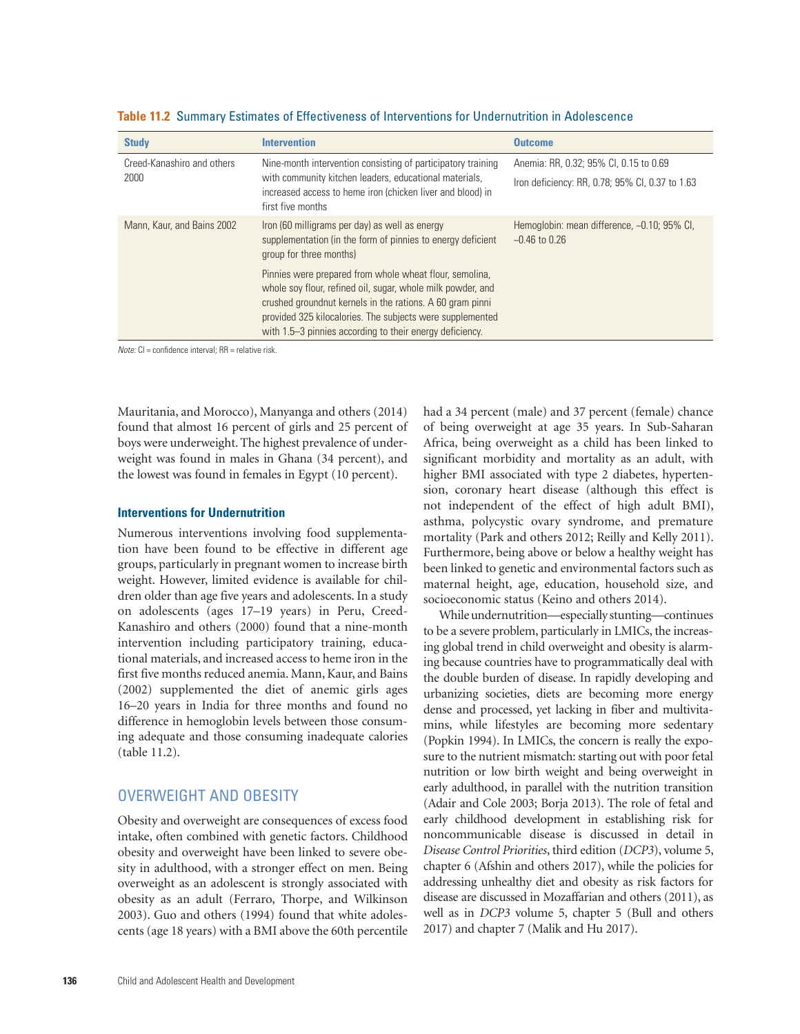**Table 11.2** Summary Estimates of Effectiveness of Interventions for Undernutrition in Adolescence

| Study | Intervention | Outcome |
| --- | --- | --- |
| Creed-Kanashiro and others 2000 | Nine-month intervention consisting of participatory training with community kitchen leaders, educational materials, increased access to heme iron (chicken liver and blood) in first five months | Anemia: RR, 0.32; 95% CI, 0.15 to 0.69<br>Iron deficiency: RR, 0.78; 95% CI, 0.37 to 1.63 |
| Mann, Kaur, and Bains 2002 | Iron (60 milligrams per day) as well as energy supplementation (in the form of pinnies to energy deficient group for three months)<br>Pinnies were prepared from whole wheat flour, semolina, whole soy flour, refined oil, sugar, whole milk powder, and crushed groundnut kernels in the rations. A 60 gram pinni provided 325 kilocalories. The subjects were supplemented with 1.5–3 pinnies according to their energy deficiency. | Hemoglobin: mean difference, −0.10; 95% CI, −0.46 to 0.26 |

*Note:* CI = confidence interval; RR = relative risk.

Mauritania, and Morocco), Manyanga and others (2014) found that almost 16 percent of girls and 25 percent of boys were underweight. The highest prevalence of underweight was found in males in Ghana (34 percent), and the lowest was found in females in Egypt (10 percent).

### Interventions for Undernutrition

Numerous interventions involving food supplementation have been found to be effective in different age groups, particularly in pregnant women to increase birth weight. However, limited evidence is available for children older than age five years and adolescents. In a study on adolescents (ages 17–19 years) in Peru, Creed-Kanashiro and others (2000) found that a nine-month intervention including participatory training, educational materials, and increased access to heme iron in the first five months reduced anemia. Mann, Kaur, and Bains (2002) supplemented the diet of anemic girls ages 16–20 years in India for three months and found no difference in hemoglobin levels between those consuming adequate and those consuming inadequate calories (table 11.2).

## OVERWEIGHT AND OBESITY

Obesity and overweight are consequences of excess food intake, often combined with genetic factors. Childhood obesity and overweight have been linked to severe obesity in adulthood, with a stronger effect on men. Being overweight as an adolescent is strongly associated with obesity as an adult (Ferraro, Thorpe, and Wilkinson 2003). Guo and others (1994) found that white adolescents (age 18 years) with a BMI above the 60th percentile had a 34 percent (male) and 37 percent (female) chance of being overweight at age 35 years. In Sub-Saharan Africa, being overweight as a child has been linked to significant morbidity and mortality as an adult, with higher BMI associated with type 2 diabetes, hypertension, coronary heart disease (although this effect is not independent of the effect of high adult BMI), asthma, polycystic ovary syndrome, and premature mortality (Park and others 2012; Reilly and Kelly 2011). Furthermore, being above or below a healthy weight has been linked to genetic and environmental factors such as maternal height, age, education, household size, and socioeconomic status (Keino and others 2014).

While undernutrition—especially stunting—continues to be a severe problem, particularly in LMICs, the increasing global trend in child overweight and obesity is alarming because countries have to programmatically deal with the double burden of disease. In rapidly developing and urbanizing societies, diets are becoming more energy dense and processed, yet lacking in fiber and multivitamins, while lifestyles are becoming more sedentary (Popkin 1994). In LMICs, the concern is really the exposure to the nutrient mismatch: starting out with poor fetal nutrition or low birth weight and being overweight in early adulthood, in parallel with the nutrition transition (Adair and Cole 2003; Borja 2013). The role of fetal and early childhood development in establishing risk for noncommunicable disease is discussed in detail in *Disease Control Priorities*, third edition (*DCP3*), volume 5, chapter 6 (Afshin and others 2017), while the policies for addressing unhealthy diet and obesity as risk factors for disease are discussed in Mozaffarian and others (2011), as well as in *DCP3* volume 5, chapter 5 (Bull and others 2017) and chapter 7 (Malik and Hu 2017).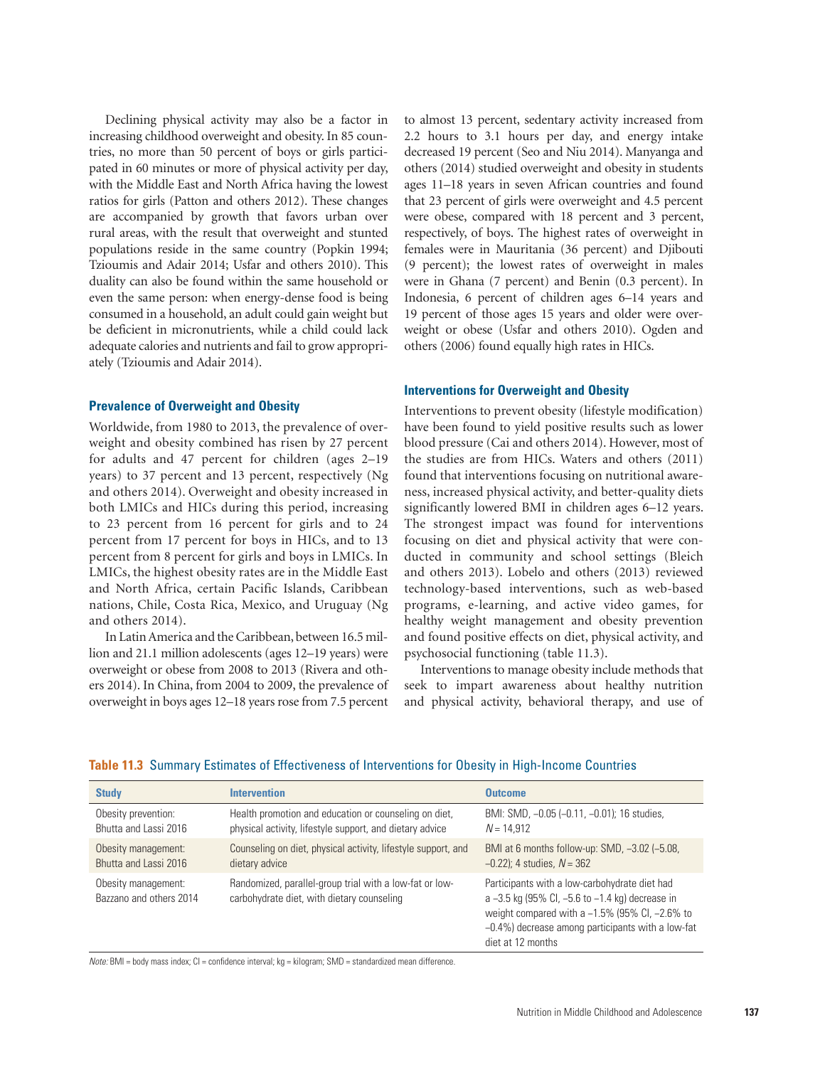Declining physical activity may also be a factor in increasing childhood overweight and obesity. In 85 countries, no more than 50 percent of boys or girls participated in 60 minutes or more of physical activity per day, with the Middle East and North Africa having the lowest ratios for girls (Patton and others 2012). These changes are accompanied by growth that favors urban over rural areas, with the result that overweight and stunted populations reside in the same country (Popkin 1994; Tzioumis and Adair 2014; Usfar and others 2010). This duality can also be found within the same household or even the same person: when energy-dense food is being consumed in a household, an adult could gain weight but be deficient in micronutrients, while a child could lack adequate calories and nutrients and fail to grow appropriately (Tzioumis and Adair 2014).

### Prevalence of Overweight and Obesity

Worldwide, from 1980 to 2013, the prevalence of overweight and obesity combined has risen by 27 percent for adults and 47 percent for children (ages 2–19 years) to 37 percent and 13 percent, respectively (Ng and others 2014). Overweight and obesity increased in both LMICs and HICs during this period, increasing to 23 percent from 16 percent for girls and to 24 percent from 17 percent for boys in HICs, and to 13 percent from 8 percent for girls and boys in LMICs. In LMICs, the highest obesity rates are in the Middle East and North Africa, certain Pacific Islands, Caribbean nations, Chile, Costa Rica, Mexico, and Uruguay (Ng and others 2014).

In Latin America and the Caribbean, between 16.5 million and 21.1 million adolescents (ages 12–19 years) were overweight or obese from 2008 to 2013 (Rivera and others 2014). In China, from 2004 to 2009, the prevalence of overweight in boys ages 12–18 years rose from 7.5 percent to almost 13 percent, sedentary activity increased from 2.2 hours to 3.1 hours per day, and energy intake decreased 19 percent (Seo and Niu 2014). Manyanga and others (2014) studied overweight and obesity in students ages 11–18 years in seven African countries and found that 23 percent of girls were overweight and 4.5 percent were obese, compared with 18 percent and 3 percent, respectively, of boys. The highest rates of overweight in females were in Mauritania (36 percent) and Djibouti (9 percent); the lowest rates of overweight in males were in Ghana (7 percent) and Benin (0.3 percent). In Indonesia, 6 percent of children ages 6–14 years and 19 percent of those ages 15 years and older were overweight or obese (Usfar and others 2010). Ogden and others (2006) found equally high rates in HICs.

### Interventions for Overweight and Obesity

Interventions to prevent obesity (lifestyle modification) have been found to yield positive results such as lower blood pressure (Cai and others 2014). However, most of the studies are from HICs. Waters and others (2011) found that interventions focusing on nutritional awareness, increased physical activity, and better-quality diets significantly lowered BMI in children ages 6–12 years. The strongest impact was found for interventions focusing on diet and physical activity that were conducted in community and school settings (Bleich and others 2013). Lobelo and others (2013) reviewed technology-based interventions, such as web-based programs, e-learning, and active video games, for healthy weight management and obesity prevention and found positive effects on diet, physical activity, and psychosocial functioning (table 11.3).

Interventions to manage obesity include methods that seek to impart awareness about healthy nutrition and physical activity, behavioral therapy, and use of

**Table 11.3** Summary Estimates of Effectiveness of Interventions for Obesity in High-Income Countries

| Study | Intervention | Outcome |
|---|---|---|
| Obesity prevention: Bhutta and Lassi 2016 | Health promotion and education or counseling on diet, physical activity, lifestyle support, and dietary advice | BMI: SMD, −0.05 (−0.11, −0.01); 16 studies, $N = 14{,}912$ |
| Obesity management: Bhutta and Lassi 2016 | Counseling on diet, physical activity, lifestyle support, and dietary advice | BMI at 6 months follow-up: SMD, −3.02 (−5.08, −0.22); 4 studies, $N = 362$ |
| Obesity management: Bazzano and others 2014 | Randomized, parallel-group trial with a low-fat or low-carbohydrate diet, with dietary counseling | Participants with a low-carbohydrate diet had a −3.5 kg (95% CI, −5.6 to −1.4 kg) decrease in weight compared with a −1.5% (95% CI, −2.6% to −0.4%) decrease among participants with a low-fat diet at 12 months |

*Note:* BMI = body mass index; CI = confidence interval; kg = kilogram; SMD = standardized mean difference.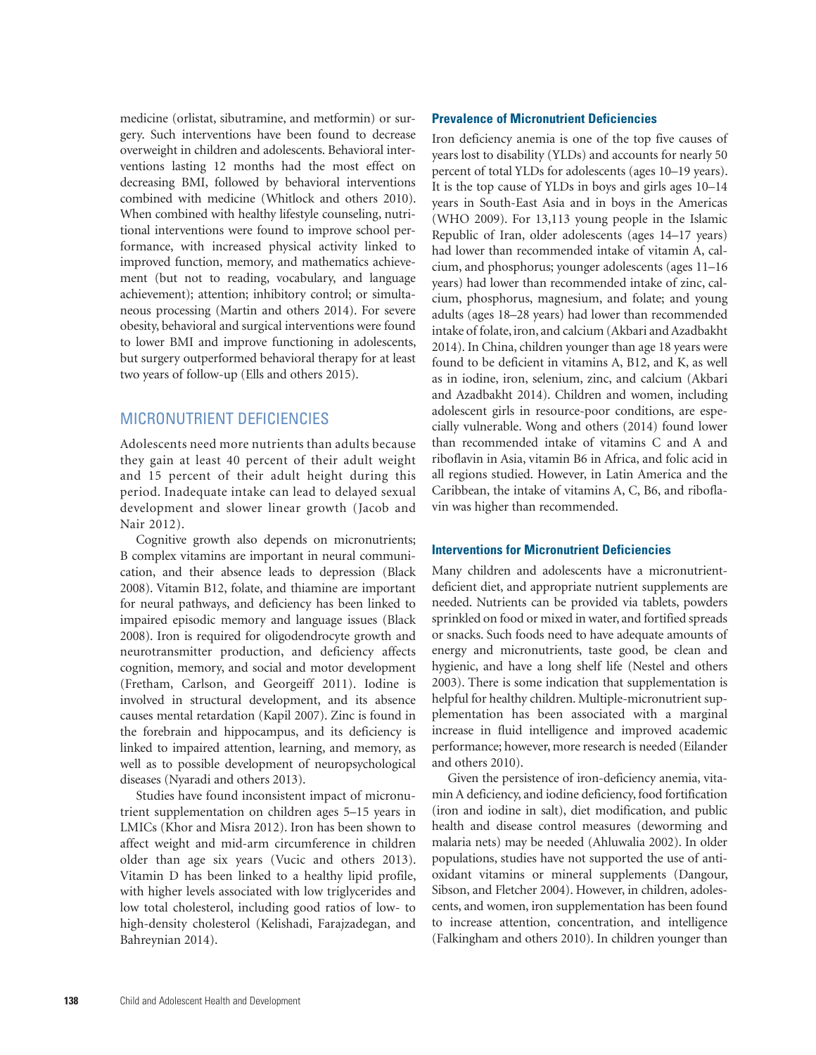medicine (orlistat, sibutramine, and metformin) or surgery. Such interventions have been found to decrease overweight in children and adolescents. Behavioral interventions lasting 12 months had the most effect on decreasing BMI, followed by behavioral interventions combined with medicine (Whitlock and others 2010). When combined with healthy lifestyle counseling, nutritional interventions were found to improve school performance, with increased physical activity linked to improved function, memory, and mathematics achievement (but not to reading, vocabulary, and language achievement); attention; inhibitory control; or simultaneous processing (Martin and others 2014). For severe obesity, behavioral and surgical interventions were found to lower BMI and improve functioning in adolescents, but surgery outperformed behavioral therapy for at least two years of follow-up (Ells and others 2015).

## MICRONUTRIENT DEFICIENCIES

Adolescents need more nutrients than adults because they gain at least 40 percent of their adult weight and 15 percent of their adult height during this period. Inadequate intake can lead to delayed sexual development and slower linear growth (Jacob and Nair 2012).

Cognitive growth also depends on micronutrients; B complex vitamins are important in neural communication, and their absence leads to depression (Black 2008). Vitamin B12, folate, and thiamine are important for neural pathways, and deficiency has been linked to impaired episodic memory and language issues (Black 2008). Iron is required for oligodendrocyte growth and neurotransmitter production, and deficiency affects cognition, memory, and social and motor development (Fretham, Carlson, and Georgeiff 2011). Iodine is involved in structural development, and its absence causes mental retardation (Kapil 2007). Zinc is found in the forebrain and hippocampus, and its deficiency is linked to impaired attention, learning, and memory, as well as to possible development of neuropsychological diseases (Nyaradi and others 2013).

Studies have found inconsistent impact of micronutrient supplementation on children ages 5–15 years in LMICs (Khor and Misra 2012). Iron has been shown to affect weight and mid-arm circumference in children older than age six years (Vucic and others 2013). Vitamin D has been linked to a healthy lipid profile, with higher levels associated with low triglycerides and low total cholesterol, including good ratios of low- to high-density cholesterol (Kelishadi, Farajzadegan, and Bahreynian 2014).

### Prevalence of Micronutrient Deficiencies

Iron deficiency anemia is one of the top five causes of years lost to disability (YLDs) and accounts for nearly 50 percent of total YLDs for adolescents (ages 10–19 years). It is the top cause of YLDs in boys and girls ages 10–14 years in South-East Asia and in boys in the Americas (WHO 2009). For 13,113 young people in the Islamic Republic of Iran, older adolescents (ages 14–17 years) had lower than recommended intake of vitamin A, calcium, and phosphorus; younger adolescents (ages 11–16 years) had lower than recommended intake of zinc, calcium, phosphorus, magnesium, and folate; and young adults (ages 18–28 years) had lower than recommended intake of folate, iron, and calcium (Akbari and Azadbakht 2014). In China, children younger than age 18 years were found to be deficient in vitamins A, B12, and K, as well as in iodine, iron, selenium, zinc, and calcium (Akbari and Azadbakht 2014). Children and women, including adolescent girls in resource-poor conditions, are especially vulnerable. Wong and others (2014) found lower than recommended intake of vitamins C and A and riboflavin in Asia, vitamin B6 in Africa, and folic acid in all regions studied. However, in Latin America and the Caribbean, the intake of vitamins A, C, B6, and riboflavin was higher than recommended.

### Interventions for Micronutrient Deficiencies

Many children and adolescents have a micronutrient-deficient diet, and appropriate nutrient supplements are needed. Nutrients can be provided via tablets, powders sprinkled on food or mixed in water, and fortified spreads or snacks. Such foods need to have adequate amounts of energy and micronutrients, taste good, be clean and hygienic, and have a long shelf life (Nestel and others 2003). There is some indication that supplementation is helpful for healthy children. Multiple-micronutrient supplementation has been associated with a marginal increase in fluid intelligence and improved academic performance; however, more research is needed (Eilander and others 2010).

Given the persistence of iron-deficiency anemia, vitamin A deficiency, and iodine deficiency, food fortification (iron and iodine in salt), diet modification, and public health and disease control measures (deworming and malaria nets) may be needed (Ahluwalia 2002). In older populations, studies have not supported the use of antioxidant vitamins or mineral supplements (Dangour, Sibson, and Fletcher 2004). However, in children, adolescents, and women, iron supplementation has been found to increase attention, concentration, and intelligence (Falkingham and others 2010). In children younger than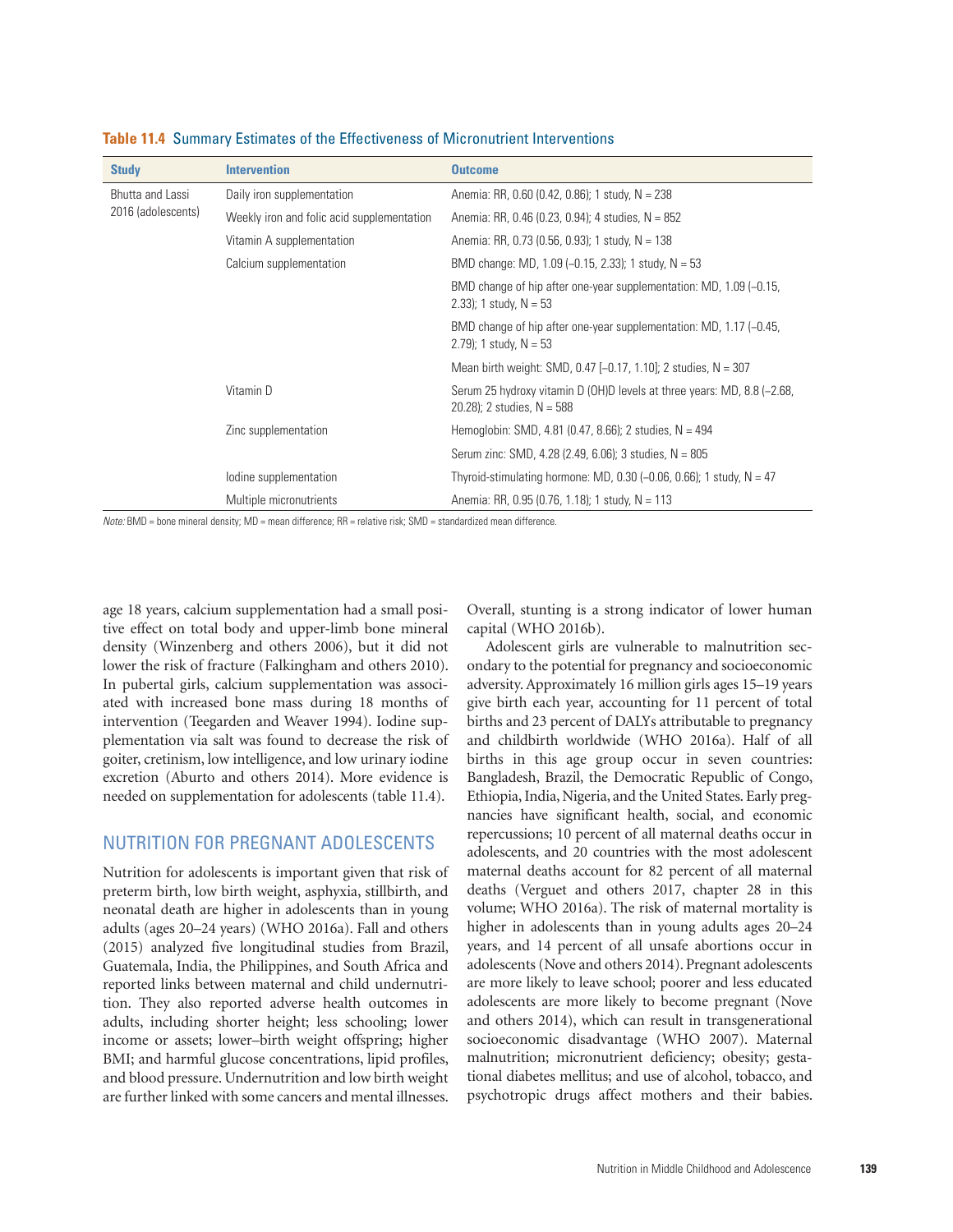**Table 11.4** Summary Estimates of the Effectiveness of Micronutrient Interventions

| Study | Intervention | Outcome |
|---|---|---|
| Bhutta and Lassi 2016 (adolescents) | Daily iron supplementation | Anemia: RR, 0.60 (0.42, 0.86); 1 study, N = 238 |
| | Weekly iron and folic acid supplementation | Anemia: RR, 0.46 (0.23, 0.94); 4 studies, N = 852 |
| | Vitamin A supplementation | Anemia: RR, 0.73 (0.56, 0.93); 1 study, N = 138 |
| | Calcium supplementation | BMD change: MD, 1.09 (–0.15, 2.33); 1 study, N = 53 |
| | | BMD change of hip after one-year supplementation: MD, 1.09 (–0.15, 2.33); 1 study, N = 53 |
| | | BMD change of hip after one-year supplementation: MD, 1.17 (–0.45, 2.79); 1 study, N = 53 |
| | | Mean birth weight: SMD, 0.47 [–0.17, 1.10]; 2 studies, N = 307 |
| | Vitamin D | Serum 25 hydroxy vitamin D (OH)D levels at three years: MD, 8.8 (–2.68, 20.28); 2 studies, N = 588 |
| | Zinc supplementation | Hemoglobin: SMD, 4.81 (0.47, 8.66); 2 studies, N = 494 |
| | | Serum zinc: SMD, 4.28 (2.49, 6.06); 3 studies, N = 805 |
| | Iodine supplementation | Thyroid-stimulating hormone: MD, 0.30 (–0.06, 0.66); 1 study, N = 47 |
| | Multiple micronutrients | Anemia: RR, 0.95 (0.76, 1.18); 1 study, N = 113 |

*Note:* BMD = bone mineral density; MD = mean difference; RR = relative risk; SMD = standardized mean difference.

age 18 years, calcium supplementation had a small positive effect on total body and upper-limb bone mineral density (Winzenberg and others 2006), but it did not lower the risk of fracture (Falkingham and others 2010). In pubertal girls, calcium supplementation was associated with increased bone mass during 18 months of intervention (Teegarden and Weaver 1994). Iodine supplementation via salt was found to decrease the risk of goiter, cretinism, low intelligence, and low urinary iodine excretion (Aburto and others 2014). More evidence is needed on supplementation for adolescents (table 11.4).

## NUTRITION FOR PREGNANT ADOLESCENTS

Nutrition for adolescents is important given that risk of preterm birth, low birth weight, asphyxia, stillbirth, and neonatal death are higher in adolescents than in young adults (ages 20–24 years) (WHO 2016a). Fall and others (2015) analyzed five longitudinal studies from Brazil, Guatemala, India, the Philippines, and South Africa and reported links between maternal and child undernutrition. They also reported adverse health outcomes in adults, including shorter height; less schooling; lower income or assets; lower–birth weight offspring; higher BMI; and harmful glucose concentrations, lipid profiles, and blood pressure. Undernutrition and low birth weight are further linked with some cancers and mental illnesses. Overall, stunting is a strong indicator of lower human capital (WHO 2016b).

Adolescent girls are vulnerable to malnutrition secondary to the potential for pregnancy and socioeconomic adversity. Approximately 16 million girls ages 15–19 years give birth each year, accounting for 11 percent of total births and 23 percent of DALYs attributable to pregnancy and childbirth worldwide (WHO 2016a). Half of all births in this age group occur in seven countries: Bangladesh, Brazil, the Democratic Republic of Congo, Ethiopia, India, Nigeria, and the United States. Early pregnancies have significant health, social, and economic repercussions; 10 percent of all maternal deaths occur in adolescents, and 20 countries with the most adolescent maternal deaths account for 82 percent of all maternal deaths (Verguet and others 2017, chapter 28 in this volume; WHO 2016a). The risk of maternal mortality is higher in adolescents than in young adults ages 20–24 years, and 14 percent of all unsafe abortions occur in adolescents (Nove and others 2014). Pregnant adolescents are more likely to leave school; poorer and less educated adolescents are more likely to become pregnant (Nove and others 2014), which can result in transgenerational socioeconomic disadvantage (WHO 2007). Maternal malnutrition; micronutrient deficiency; obesity; gestational diabetes mellitus; and use of alcohol, tobacco, and psychotropic drugs affect mothers and their babies.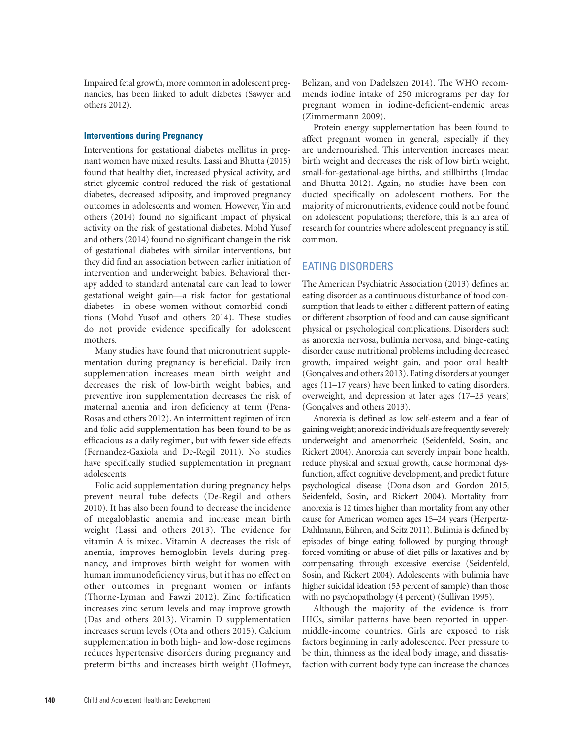Impaired fetal growth, more common in adolescent pregnancies, has been linked to adult diabetes (Sawyer and others 2012).

### Interventions during Pregnancy

Interventions for gestational diabetes mellitus in pregnant women have mixed results. Lassi and Bhutta (2015) found that healthy diet, increased physical activity, and strict glycemic control reduced the risk of gestational diabetes, decreased adiposity, and improved pregnancy outcomes in adolescents and women. However, Yin and others (2014) found no significant impact of physical activity on the risk of gestational diabetes. Mohd Yusof and others (2014) found no significant change in the risk of gestational diabetes with similar interventions, but they did find an association between earlier initiation of intervention and underweight babies. Behavioral therapy added to standard antenatal care can lead to lower gestational weight gain—a risk factor for gestational diabetes—in obese women without comorbid conditions (Mohd Yusof and others 2014). These studies do not provide evidence specifically for adolescent mothers.

Many studies have found that micronutrient supplementation during pregnancy is beneficial. Daily iron supplementation increases mean birth weight and decreases the risk of low-birth weight babies, and preventive iron supplementation decreases the risk of maternal anemia and iron deficiency at term (Pena-Rosas and others 2012). An intermittent regimen of iron and folic acid supplementation has been found to be as efficacious as a daily regimen, but with fewer side effects (Fernandez-Gaxiola and De-Regil 2011). No studies have specifically studied supplementation in pregnant adolescents.

Folic acid supplementation during pregnancy helps prevent neural tube defects (De-Regil and others 2010). It has also been found to decrease the incidence of megaloblastic anemia and increase mean birth weight (Lassi and others 2013). The evidence for vitamin A is mixed. Vitamin A decreases the risk of anemia, improves hemoglobin levels during pregnancy, and improves birth weight for women with human immunodeficiency virus, but it has no effect on other outcomes in pregnant women or infants (Thorne-Lyman and Fawzi 2012). Zinc fortification increases zinc serum levels and may improve growth (Das and others 2013). Vitamin D supplementation increases serum levels (Ota and others 2015). Calcium supplementation in both high- and low-dose regimens reduces hypertensive disorders during pregnancy and preterm births and increases birth weight (Hofmeyr, Belizan, and von Dadelszen 2014). The WHO recommends iodine intake of 250 micrograms per day for pregnant women in iodine-deficient-endemic areas (Zimmermann 2009).

Protein energy supplementation has been found to affect pregnant women in general, especially if they are undernourished. This intervention increases mean birth weight and decreases the risk of low birth weight, small-for-gestational-age births, and stillbirths (Imdad and Bhutta 2012). Again, no studies have been conducted specifically on adolescent mothers. For the majority of micronutrients, evidence could not be found on adolescent populations; therefore, this is an area of research for countries where adolescent pregnancy is still common.

## EATING DISORDERS

The American Psychiatric Association (2013) defines an eating disorder as a continuous disturbance of food consumption that leads to either a different pattern of eating or different absorption of food and can cause significant physical or psychological complications. Disorders such as anorexia nervosa, bulimia nervosa, and binge-eating disorder cause nutritional problems including decreased growth, impaired weight gain, and poor oral health (Gonçalves and others 2013). Eating disorders at younger ages (11–17 years) have been linked to eating disorders, overweight, and depression at later ages (17–23 years) (Gonçalves and others 2013).

Anorexia is defined as low self-esteem and a fear of gaining weight; anorexic individuals are frequently severely underweight and amenorrheic (Seidenfeld, Sosin, and Rickert 2004). Anorexia can severely impair bone health, reduce physical and sexual growth, cause hormonal dysfunction, affect cognitive development, and predict future psychological disease (Donaldson and Gordon 2015; Seidenfeld, Sosin, and Rickert 2004). Mortality from anorexia is 12 times higher than mortality from any other cause for American women ages 15–24 years (Herpertz-Dahlmann, Bühren, and Seitz 2011). Bulimia is defined by episodes of binge eating followed by purging through forced vomiting or abuse of diet pills or laxatives and by compensating through excessive exercise (Seidenfeld, Sosin, and Rickert 2004). Adolescents with bulimia have higher suicidal ideation (53 percent of sample) than those with no psychopathology (4 percent) (Sullivan 1995).

Although the majority of the evidence is from HICs, similar patterns have been reported in upper-middle-income countries. Girls are exposed to risk factors beginning in early adolescence. Peer pressure to be thin, thinness as the ideal body image, and dissatisfaction with current body type can increase the chances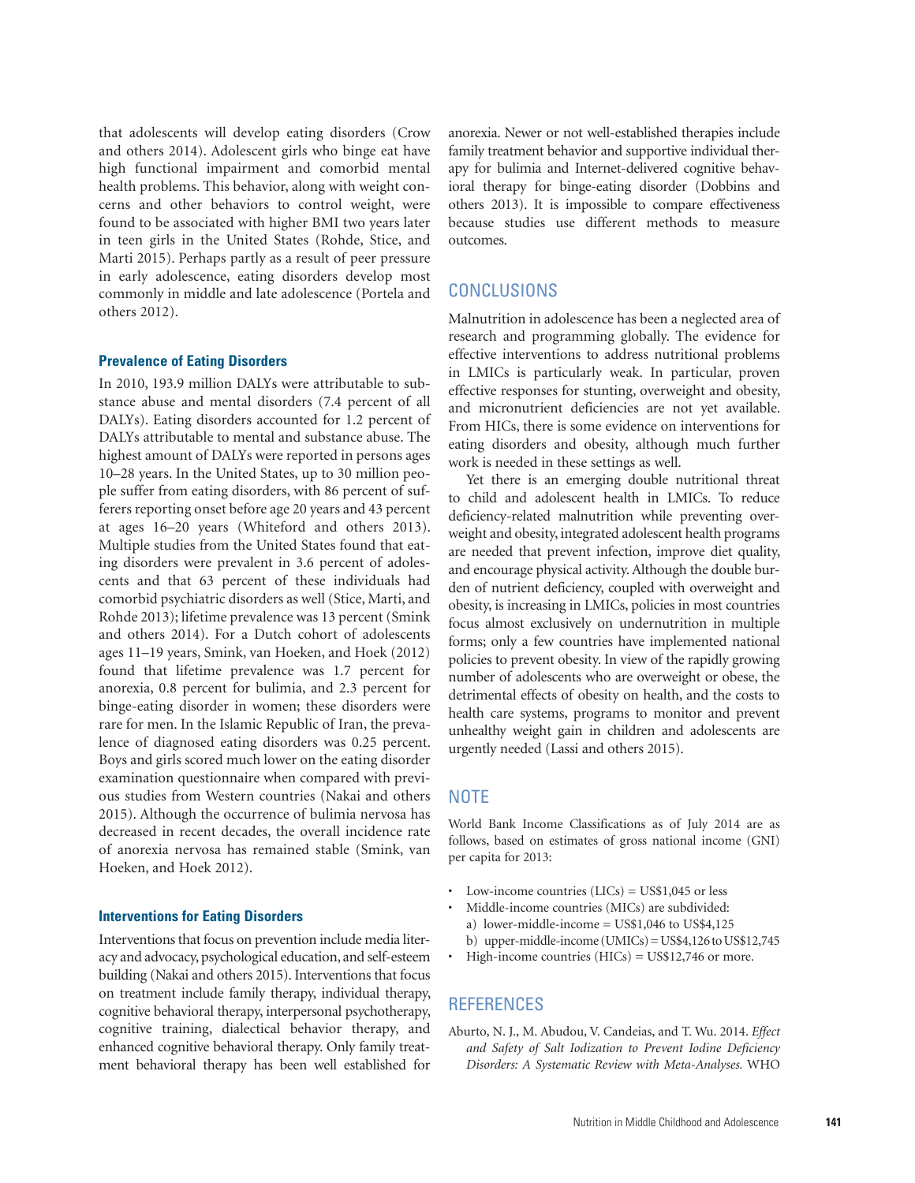that adolescents will develop eating disorders (Crow and others 2014). Adolescent girls who binge eat have high functional impairment and comorbid mental health problems. This behavior, along with weight concerns and other behaviors to control weight, were found to be associated with higher BMI two years later in teen girls in the United States (Rohde, Stice, and Marti 2015). Perhaps partly as a result of peer pressure in early adolescence, eating disorders develop most commonly in middle and late adolescence (Portela and others 2012).

### Prevalence of Eating Disorders

In 2010, 193.9 million DALYs were attributable to substance abuse and mental disorders (7.4 percent of all DALYs). Eating disorders accounted for 1.2 percent of DALYs attributable to mental and substance abuse. The highest amount of DALYs were reported in persons ages 10–28 years. In the United States, up to 30 million people suffer from eating disorders, with 86 percent of sufferers reporting onset before age 20 years and 43 percent at ages 16–20 years (Whiteford and others 2013). Multiple studies from the United States found that eating disorders were prevalent in 3.6 percent of adolescents and that 63 percent of these individuals had comorbid psychiatric disorders as well (Stice, Marti, and Rohde 2013); lifetime prevalence was 13 percent (Smink and others 2014). For a Dutch cohort of adolescents ages 11–19 years, Smink, van Hoeken, and Hoek (2012) found that lifetime prevalence was 1.7 percent for anorexia, 0.8 percent for bulimia, and 2.3 percent for binge-eating disorder in women; these disorders were rare for men. In the Islamic Republic of Iran, the prevalence of diagnosed eating disorders was 0.25 percent. Boys and girls scored much lower on the eating disorder examination questionnaire when compared with previous studies from Western countries (Nakai and others 2015). Although the occurrence of bulimia nervosa has decreased in recent decades, the overall incidence rate of anorexia nervosa has remained stable (Smink, van Hoeken, and Hoek 2012).

### Interventions for Eating Disorders

Interventions that focus on prevention include media literacy and advocacy, psychological education, and self-esteem building (Nakai and others 2015). Interventions that focus on treatment include family therapy, individual therapy, cognitive behavioral therapy, interpersonal psychotherapy, cognitive training, dialectical behavior therapy, and enhanced cognitive behavioral therapy. Only family treatment behavioral therapy has been well established for anorexia. Newer or not well-established therapies include family treatment behavior and supportive individual therapy for bulimia and Internet-delivered cognitive behavioral therapy for binge-eating disorder (Dobbins and others 2013). It is impossible to compare effectiveness because studies use different methods to measure outcomes.

## CONCLUSIONS

Malnutrition in adolescence has been a neglected area of research and programming globally. The evidence for effective interventions to address nutritional problems in LMICs is particularly weak. In particular, proven effective responses for stunting, overweight and obesity, and micronutrient deficiencies are not yet available. From HICs, there is some evidence on interventions for eating disorders and obesity, although much further work is needed in these settings as well.

Yet there is an emerging double nutritional threat to child and adolescent health in LMICs. To reduce deficiency-related malnutrition while preventing overweight and obesity, integrated adolescent health programs are needed that prevent infection, improve diet quality, and encourage physical activity. Although the double burden of nutrient deficiency, coupled with overweight and obesity, is increasing in LMICs, policies in most countries focus almost exclusively on undernutrition in multiple forms; only a few countries have implemented national policies to prevent obesity. In view of the rapidly growing number of adolescents who are overweight or obese, the detrimental effects of obesity on health, and the costs to health care systems, programs to monitor and prevent unhealthy weight gain in children and adolescents are urgently needed (Lassi and others 2015).

## NOTE

World Bank Income Classifications as of July 2014 are as follows, based on estimates of gross national income (GNI) per capita for 2013:

- Low-income countries (LICs) = US$1,045 or less
- Middle-income countries (MICs) are subdivided:
  - a) lower-middle-income = US$1,046 to US$4,125
  - b) upper-middle-income (UMICs) = US$4,126 to US$12,745
- High-income countries (HICs) = US$12,746 or more.

## REFERENCES

Aburto, N. J., M. Abudou, V. Candeias, and T. Wu. 2014. *Effect and Safety of Salt Iodization to Prevent Iodine Deficiency Disorders: A Systematic Review with Meta-Analyses.* WHO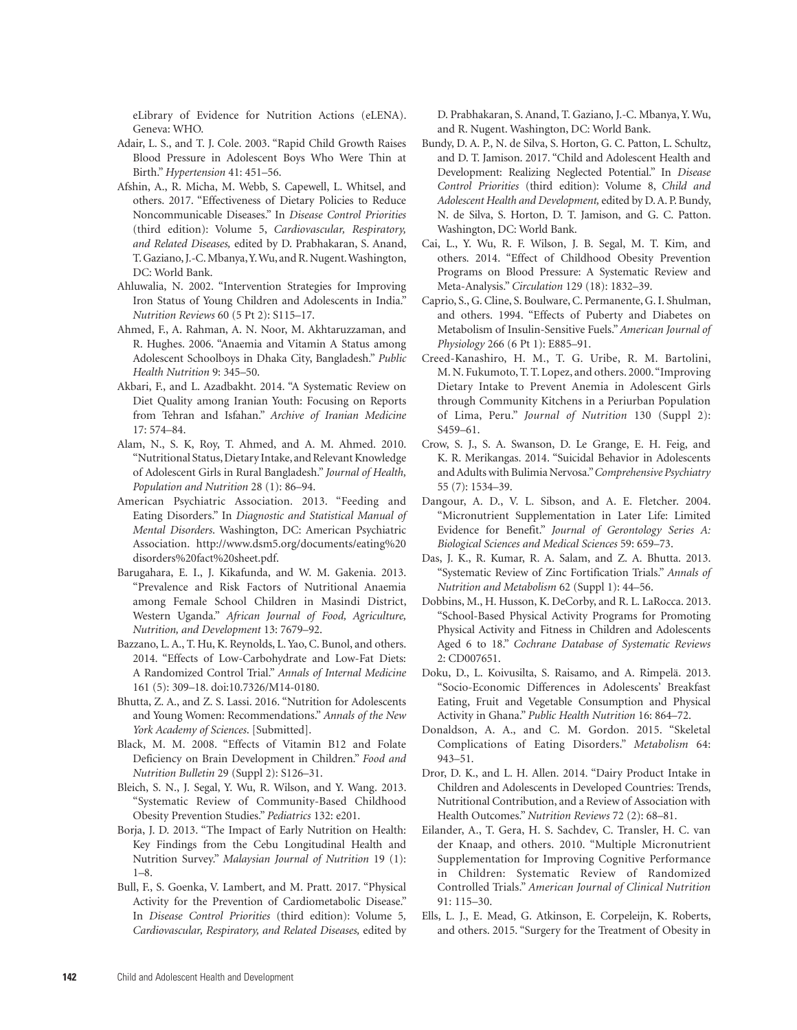eLibrary of Evidence for Nutrition Actions (eLENA). Geneva: WHO.

Adair, L. S., and T. J. Cole. 2003. "Rapid Child Growth Raises Blood Pressure in Adolescent Boys Who Were Thin at Birth." *Hypertension* 41: 451–56.

Afshin, A., R. Micha, M. Webb, S. Capewell, L. Whitsel, and others. 2017. "Effectiveness of Dietary Policies to Reduce Noncommunicable Diseases." In *Disease Control Priorities* (third edition): Volume 5, *Cardiovascular, Respiratory, and Related Diseases,* edited by D. Prabhakaran, S. Anand, T. Gaziano, J.-C. Mbanya, Y. Wu, and R. Nugent. Washington, DC: World Bank.

Ahluwalia, N. 2002. "Intervention Strategies for Improving Iron Status of Young Children and Adolescents in India." *Nutrition Reviews* 60 (5 Pt 2): S115–17.

Ahmed, F., A. Rahman, A. N. Noor, M. Akhtaruzzaman, and R. Hughes. 2006. "Anaemia and Vitamin A Status among Adolescent Schoolboys in Dhaka City, Bangladesh." *Public Health Nutrition* 9: 345–50.

Akbari, F., and L. Azadbakht. 2014. "A Systematic Review on Diet Quality among Iranian Youth: Focusing on Reports from Tehran and Isfahan." *Archive of Iranian Medicine* 17: 574–84.

Alam, N., S. K, Roy, T. Ahmed, and A. M. Ahmed. 2010. "Nutritional Status, Dietary Intake, and Relevant Knowledge of Adolescent Girls in Rural Bangladesh." *Journal of Health, Population and Nutrition* 28 (1): 86–94.

American Psychiatric Association. 2013. "Feeding and Eating Disorders." In *Diagnostic and Statistical Manual of Mental Disorders*. Washington, DC: American Psychiatric Association. http://www.dsm5.org/documents/eating%20disorders%20fact%20sheet.pdf.

Barugahara, E. I., J. Kikafunda, and W. M. Gakenia. 2013. "Prevalence and Risk Factors of Nutritional Anaemia among Female School Children in Masindi District, Western Uganda." *African Journal of Food, Agriculture, Nutrition, and Development* 13: 7679–92.

Bazzano, L. A., T. Hu, K. Reynolds, L. Yao, C. Bunol, and others. 2014. "Effects of Low-Carbohydrate and Low-Fat Diets: A Randomized Control Trial." *Annals of Internal Medicine* 161 (5): 309–18. doi:10.7326/M14-0180.

Bhutta, Z. A., and Z. S. Lassi. 2016. "Nutrition for Adolescents and Young Women: Recommendations." *Annals of the New York Academy of Sciences*. [Submitted].

Black, M. M. 2008. "Effects of Vitamin B12 and Folate Deficiency on Brain Development in Children." *Food and Nutrition Bulletin* 29 (Suppl 2): S126–31.

Bleich, S. N., J. Segal, Y. Wu, R. Wilson, and Y. Wang. 2013. "Systematic Review of Community-Based Childhood Obesity Prevention Studies." *Pediatrics* 132: e201.

Borja, J. D. 2013. "The Impact of Early Nutrition on Health: Key Findings from the Cebu Longitudinal Health and Nutrition Survey." *Malaysian Journal of Nutrition* 19 (1): 1–8.

Bull, F., S. Goenka, V. Lambert, and M. Pratt. 2017. "Physical Activity for the Prevention of Cardiometabolic Disease." In *Disease Control Priorities* (third edition): Volume 5, *Cardiovascular, Respiratory, and Related Diseases,* edited by D. Prabhakaran, S. Anand, T. Gaziano, J.-C. Mbanya, Y. Wu, and R. Nugent. Washington, DC: World Bank.

Bundy, D. A. P., N. de Silva, S. Horton, G. C. Patton, L. Schultz, and D. T. Jamison. 2017. "Child and Adolescent Health and Development: Realizing Neglected Potential." In *Disease Control Priorities* (third edition): Volume 8, *Child and Adolescent Health and Development,* edited by D. A. P. Bundy, N. de Silva, S. Horton, D. T. Jamison, and G. C. Patton. Washington, DC: World Bank.

Cai, L., Y. Wu, R. F. Wilson, J. B. Segal, M. T. Kim, and others. 2014. "Effect of Childhood Obesity Prevention Programs on Blood Pressure: A Systematic Review and Meta-Analysis." *Circulation* 129 (18): 1832–39.

Caprio, S., G. Cline, S. Boulware, C. Permanente, G. I. Shulman, and others. 1994. "Effects of Puberty and Diabetes on Metabolism of Insulin-Sensitive Fuels." *American Journal of Physiology* 266 (6 Pt 1): E885–91.

Creed-Kanashiro, H. M., T. G. Uribe, R. M. Bartolini, M. N. Fukumoto, T. T. Lopez, and others. 2000. "Improving Dietary Intake to Prevent Anemia in Adolescent Girls through Community Kitchens in a Periurban Population of Lima, Peru." *Journal of Nutrition* 130 (Suppl 2): S459–61.

Crow, S. J., S. A. Swanson, D. Le Grange, E. H. Feig, and K. R. Merikangas. 2014. "Suicidal Behavior in Adolescents and Adults with Bulimia Nervosa." *Comprehensive Psychiatry* 55 (7): 1534–39.

Dangour, A. D., V. L. Sibson, and A. E. Fletcher. 2004. "Micronutrient Supplementation in Later Life: Limited Evidence for Benefit." *Journal of Gerontology Series A: Biological Sciences and Medical Sciences* 59: 659–73.

Das, J. K., R. Kumar, R. A. Salam, and Z. A. Bhutta. 2013. "Systematic Review of Zinc Fortification Trials." *Annals of Nutrition and Metabolism* 62 (Suppl 1): 44–56.

Dobbins, M., H. Husson, K. DeCorby, and R. L. LaRocca. 2013. "School-Based Physical Activity Programs for Promoting Physical Activity and Fitness in Children and Adolescents Aged 6 to 18." *Cochrane Database of Systematic Reviews* 2: CD007651.

Doku, D., L. Koivusilta, S. Raisamo, and A. Rimpelä. 2013. "Socio-Economic Differences in Adolescents' Breakfast Eating, Fruit and Vegetable Consumption and Physical Activity in Ghana." *Public Health Nutrition* 16: 864–72.

Donaldson, A. A., and C. M. Gordon. 2015. "Skeletal Complications of Eating Disorders." *Metabolism* 64: 943–51.

Dror, D. K., and L. H. Allen. 2014. "Dairy Product Intake in Children and Adolescents in Developed Countries: Trends, Nutritional Contribution, and a Review of Association with Health Outcomes." *Nutrition Reviews* 72 (2): 68–81.

Eilander, A., T. Gera, H. S. Sachdev, C. Transler, H. C. van der Knaap, and others. 2010. "Multiple Micronutrient Supplementation for Improving Cognitive Performance in Children: Systematic Review of Randomized Controlled Trials." *American Journal of Clinical Nutrition* 91: 115–30.

Ells, L. J., E. Mead, G. Atkinson, E. Corpeleijn, K. Roberts, and others. 2015. "Surgery for the Treatment of Obesity in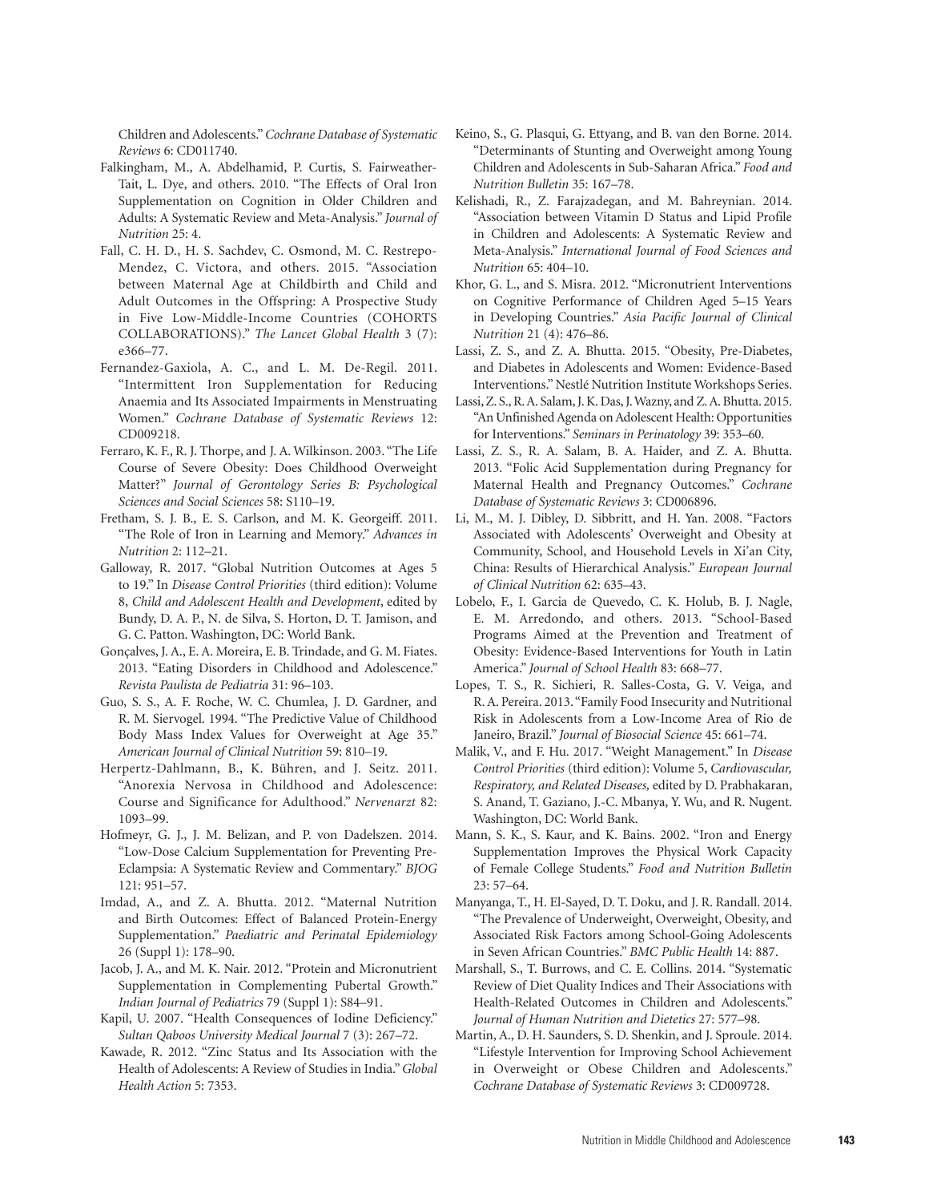Children and Adolescents." *Cochrane Database of Systematic Reviews* 6: CD011740.

Falkingham, M., A. Abdelhamid, P. Curtis, S. Fairweather-Tait, L. Dye, and others. 2010. "The Effects of Oral Iron Supplementation on Cognition in Older Children and Adults: A Systematic Review and Meta-Analysis." *Journal of Nutrition* 25: 4.

Fall, C. H. D., H. S. Sachdev, C. Osmond, M. C. Restrepo-Mendez, C. Victora, and others. 2015. "Association between Maternal Age at Childbirth and Child and Adult Outcomes in the Offspring: A Prospective Study in Five Low-Middle-Income Countries (COHORTS COLLABORATIONS)." *The Lancet Global Health* 3 (7): e366–77.

Fernandez-Gaxiola, A. C., and L. M. De-Regil. 2011. "Intermittent Iron Supplementation for Reducing Anaemia and Its Associated Impairments in Menstruating Women." *Cochrane Database of Systematic Reviews* 12: CD009218.

Ferraro, K. F., R. J. Thorpe, and J. A. Wilkinson. 2003. "The Life Course of Severe Obesity: Does Childhood Overweight Matter?" *Journal of Gerontology Series B: Psychological Sciences and Social Sciences* 58: S110–19.

Fretham, S. J. B., E. S. Carlson, and M. K. Georgeiff. 2011. "The Role of Iron in Learning and Memory." *Advances in Nutrition* 2: 112–21.

Galloway, R. 2017. "Global Nutrition Outcomes at Ages 5 to 19." In *Disease Control Priorities* (third edition): Volume 8, *Child and Adolescent Health and Development*, edited by Bundy, D. A. P., N. de Silva, S. Horton, D. T. Jamison, and G. C. Patton. Washington, DC: World Bank.

Gonçalves, J. A., E. A. Moreira, E. B. Trindade, and G. M. Fiates. 2013. "Eating Disorders in Childhood and Adolescence." *Revista Paulista de Pediatria* 31: 96–103.

Guo, S. S., A. F. Roche, W. C. Chumlea, J. D. Gardner, and R. M. Siervogel. 1994. "The Predictive Value of Childhood Body Mass Index Values for Overweight at Age 35." *American Journal of Clinical Nutrition* 59: 810–19.

Herpertz-Dahlmann, B., K. Bühren, and J. Seitz. 2011. "Anorexia Nervosa in Childhood and Adolescence: Course and Significance for Adulthood." *Nervenarzt* 82: 1093–99.

Hofmeyr, G. J., J. M. Belizan, and P. von Dadelszen. 2014. "Low-Dose Calcium Supplementation for Preventing Pre-Eclampsia: A Systematic Review and Commentary." *BJOG* 121: 951–57.

Imdad, A., and Z. A. Bhutta. 2012. "Maternal Nutrition and Birth Outcomes: Effect of Balanced Protein-Energy Supplementation." *Paediatric and Perinatal Epidemiology* 26 (Suppl 1): 178–90.

Jacob, J. A., and M. K. Nair. 2012. "Protein and Micronutrient Supplementation in Complementing Pubertal Growth." *Indian Journal of Pediatrics* 79 (Suppl 1): S84–91.

Kapil, U. 2007. "Health Consequences of Iodine Deficiency." *Sultan Qaboos University Medical Journal* 7 (3): 267–72.

Kawade, R. 2012. "Zinc Status and Its Association with the Health of Adolescents: A Review of Studies in India." *Global Health Action* 5: 7353.

Keino, S., G. Plasqui, G. Ettyang, and B. van den Borne. 2014. "Determinants of Stunting and Overweight among Young Children and Adolescents in Sub-Saharan Africa." *Food and Nutrition Bulletin* 35: 167–78.

Kelishadi, R., Z. Farajzadegan, and M. Bahreynian. 2014. "Association between Vitamin D Status and Lipid Profile in Children and Adolescents: A Systematic Review and Meta-Analysis." *International Journal of Food Sciences and Nutrition* 65: 404–10.

Khor, G. L., and S. Misra. 2012. "Micronutrient Interventions on Cognitive Performance of Children Aged 5–15 Years in Developing Countries." *Asia Pacific Journal of Clinical Nutrition* 21 (4): 476–86.

Lassi, Z. S., and Z. A. Bhutta. 2015. "Obesity, Pre-Diabetes, and Diabetes in Adolescents and Women: Evidence-Based Interventions." Nestlé Nutrition Institute Workshops Series.

Lassi, Z. S., R. A. Salam, J. K. Das, J. Wazny, and Z. A. Bhutta. 2015. "An Unfinished Agenda on Adolescent Health: Opportunities for Interventions." *Seminars in Perinatology* 39: 353–60.

Lassi, Z. S., R. A. Salam, B. A. Haider, and Z. A. Bhutta. 2013. "Folic Acid Supplementation during Pregnancy for Maternal Health and Pregnancy Outcomes." *Cochrane Database of Systematic Reviews* 3: CD006896.

Li, M., M. J. Dibley, D. Sibbritt, and H. Yan. 2008. "Factors Associated with Adolescents' Overweight and Obesity at Community, School, and Household Levels in Xi'an City, China: Results of Hierarchical Analysis." *European Journal of Clinical Nutrition* 62: 635–43.

Lobelo, F., I. Garcia de Quevedo, C. K. Holub, B. J. Nagle, E. M. Arredondo, and others. 2013. "School-Based Programs Aimed at the Prevention and Treatment of Obesity: Evidence-Based Interventions for Youth in Latin America." *Journal of School Health* 83: 668–77.

Lopes, T. S., R. Sichieri, R. Salles-Costa, G. V. Veiga, and R. A. Pereira. 2013. "Family Food Insecurity and Nutritional Risk in Adolescents from a Low-Income Area of Rio de Janeiro, Brazil." *Journal of Biosocial Science* 45: 661–74.

Malik, V., and F. Hu. 2017. "Weight Management." In *Disease Control Priorities* (third edition): Volume 5, *Cardiovascular, Respiratory, and Related Diseases,* edited by D. Prabhakaran, S. Anand, T. Gaziano, J.-C. Mbanya, Y. Wu, and R. Nugent. Washington, DC: World Bank.

Mann, S. K., S. Kaur, and K. Bains. 2002. "Iron and Energy Supplementation Improves the Physical Work Capacity of Female College Students." *Food and Nutrition Bulletin* 23: 57–64.

Manyanga, T., H. El-Sayed, D. T. Doku, and J. R. Randall. 2014. "The Prevalence of Underweight, Overweight, Obesity, and Associated Risk Factors among School-Going Adolescents in Seven African Countries." *BMC Public Health* 14: 887.

Marshall, S., T. Burrows, and C. E. Collins. 2014. "Systematic Review of Diet Quality Indices and Their Associations with Health-Related Outcomes in Children and Adolescents." *Journal of Human Nutrition and Dietetics* 27: 577–98.

Martin, A., D. H. Saunders, S. D. Shenkin, and J. Sproule. 2014. "Lifestyle Intervention for Improving School Achievement in Overweight or Obese Children and Adolescents." *Cochrane Database of Systematic Reviews* 3: CD009728.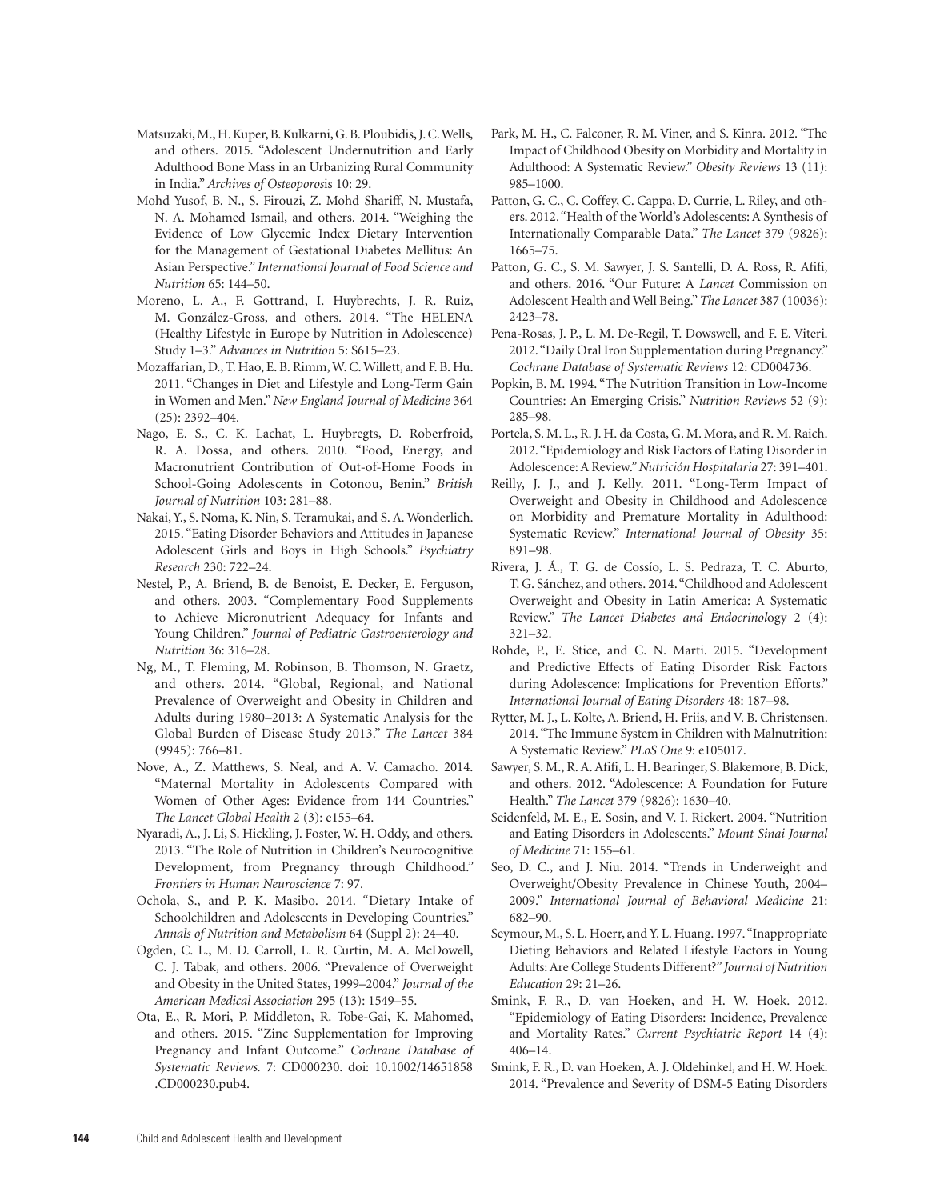Matsuzaki, M., H. Kuper, B. Kulkarni, G. B. Ploubidis, J. C. Wells, and others. 2015. "Adolescent Undernutrition and Early Adulthood Bone Mass in an Urbanizing Rural Community in India." *Archives of Osteoporosis* 10: 29.

Mohd Yusof, B. N., S. Firouzi, Z. Mohd Shariff, N. Mustafa, N. A. Mohamed Ismail, and others. 2014. "Weighing the Evidence of Low Glycemic Index Dietary Intervention for the Management of Gestational Diabetes Mellitus: An Asian Perspective." *International Journal of Food Science and Nutrition* 65: 144–50.

Moreno, L. A., F. Gottrand, I. Huybrechts, J. R. Ruiz, M. González-Gross, and others. 2014. "The HELENA (Healthy Lifestyle in Europe by Nutrition in Adolescence) Study 1–3." *Advances in Nutrition* 5: S615–23.

Mozaffarian, D., T. Hao, E. B. Rimm, W. C. Willett, and F. B. Hu. 2011. "Changes in Diet and Lifestyle and Long-Term Gain in Women and Men." *New England Journal of Medicine* 364 (25): 2392–404.

Nago, E. S., C. K. Lachat, L. Huybregts, D. Roberfroid, R. A. Dossa, and others. 2010. "Food, Energy, and Macronutrient Contribution of Out-of-Home Foods in School-Going Adolescents in Cotonou, Benin." *British Journal of Nutrition* 103: 281–88.

Nakai, Y., S. Noma, K. Nin, S. Teramukai, and S. A. Wonderlich. 2015. "Eating Disorder Behaviors and Attitudes in Japanese Adolescent Girls and Boys in High Schools." *Psychiatry Research* 230: 722–24.

Nestel, P., A. Briend, B. de Benoist, E. Decker, E. Ferguson, and others. 2003. "Complementary Food Supplements to Achieve Micronutrient Adequacy for Infants and Young Children." *Journal of Pediatric Gastroenterology and Nutrition* 36: 316–28.

Ng, M., T. Fleming, M. Robinson, B. Thomson, N. Graetz, and others. 2014. "Global, Regional, and National Prevalence of Overweight and Obesity in Children and Adults during 1980–2013: A Systematic Analysis for the Global Burden of Disease Study 2013." *The Lancet* 384 (9945): 766–81.

Nove, A., Z. Matthews, S. Neal, and A. V. Camacho. 2014. "Maternal Mortality in Adolescents Compared with Women of Other Ages: Evidence from 144 Countries." *The Lancet Global Health* 2 (3): e155–64.

Nyaradi, A., J. Li, S. Hickling, J. Foster, W. H. Oddy, and others. 2013. "The Role of Nutrition in Children's Neurocognitive Development, from Pregnancy through Childhood." *Frontiers in Human Neuroscience* 7: 97.

Ochola, S., and P. K. Masibo. 2014. "Dietary Intake of Schoolchildren and Adolescents in Developing Countries." *Annals of Nutrition and Metabolism* 64 (Suppl 2): 24–40.

Ogden, C. L., M. D. Carroll, L. R. Curtin, M. A. McDowell, C. J. Tabak, and others. 2006. "Prevalence of Overweight and Obesity in the United States, 1999–2004." *Journal of the American Medical Association* 295 (13): 1549–55.

Ota, E., R. Mori, P. Middleton, R. Tobe-Gai, K. Mahomed, and others. 2015. "Zinc Supplementation for Improving Pregnancy and Infant Outcome." *Cochrane Database of Systematic Reviews.* 7: CD000230. doi: 10.1002/14651858.CD000230.pub4.

Park, M. H., C. Falconer, R. M. Viner, and S. Kinra. 2012. "The Impact of Childhood Obesity on Morbidity and Mortality in Adulthood: A Systematic Review." *Obesity Reviews* 13 (11): 985–1000.

Patton, G. C., C. Coffey, C. Cappa, D. Currie, L. Riley, and others. 2012. "Health of the World's Adolescents: A Synthesis of Internationally Comparable Data." *The Lancet* 379 (9826): 1665–75.

Patton, G. C., S. M. Sawyer, J. S. Santelli, D. A. Ross, R. Afifi, and others. 2016. "Our Future: A *Lancet* Commission on Adolescent Health and Well Being." *The Lancet* 387 (10036): 2423–78.

Pena-Rosas, J. P., L. M. De-Regil, T. Dowswell, and F. E. Viteri. 2012. "Daily Oral Iron Supplementation during Pregnancy." *Cochrane Database of Systematic Reviews* 12: CD004736.

Popkin, B. M. 1994. "The Nutrition Transition in Low-Income Countries: An Emerging Crisis." *Nutrition Reviews* 52 (9): 285–98.

Portela, S. M. L., R. J. H. da Costa, G. M. Mora, and R. M. Raich. 2012. "Epidemiology and Risk Factors of Eating Disorder in Adolescence: A Review." *Nutrición Hospitalaria* 27: 391–401.

Reilly, J. J., and J. Kelly. 2011. "Long-Term Impact of Overweight and Obesity in Childhood and Adolescence on Morbidity and Premature Mortality in Adulthood: Systematic Review." *International Journal of Obesity* 35: 891–98.

Rivera, J. Á., T. G. de Cossío, L. S. Pedraza, T. C. Aburto, T. G. Sánchez, and others. 2014. "Childhood and Adolescent Overweight and Obesity in Latin America: A Systematic Review." *The Lancet Diabetes and Endocrinology* 2 (4): 321–32.

Rohde, P., E. Stice, and C. N. Marti. 2015. "Development and Predictive Effects of Eating Disorder Risk Factors during Adolescence: Implications for Prevention Efforts." *International Journal of Eating Disorders* 48: 187–98.

Rytter, M. J., L. Kolte, A. Briend, H. Friis, and V. B. Christensen. 2014. "The Immune System in Children with Malnutrition: A Systematic Review." *PLoS One* 9: e105017.

Sawyer, S. M., R. A. Afifi, L. H. Bearinger, S. Blakemore, B. Dick, and others. 2012. "Adolescence: A Foundation for Future Health." *The Lancet* 379 (9826): 1630–40.

Seidenfeld, M. E., E. Sosin, and V. I. Rickert. 2004. "Nutrition and Eating Disorders in Adolescents." *Mount Sinai Journal of Medicine* 71: 155–61.

Seo, D. C., and J. Niu. 2014. "Trends in Underweight and Overweight/Obesity Prevalence in Chinese Youth, 2004–2009." *International Journal of Behavioral Medicine* 21: 682–90.

Seymour, M., S. L. Hoerr, and Y. L. Huang. 1997. "Inappropriate Dieting Behaviors and Related Lifestyle Factors in Young Adults: Are College Students Different?" *Journal of Nutrition Education* 29: 21–26.

Smink, F. R., D. van Hoeken, and H. W. Hoek. 2012. "Epidemiology of Eating Disorders: Incidence, Prevalence and Mortality Rates." *Current Psychiatric Report* 14 (4): 406–14.

Smink, F. R., D. van Hoeken, A. J. Oldehinkel, and H. W. Hoek. 2014. "Prevalence and Severity of DSM-5 Eating Disorders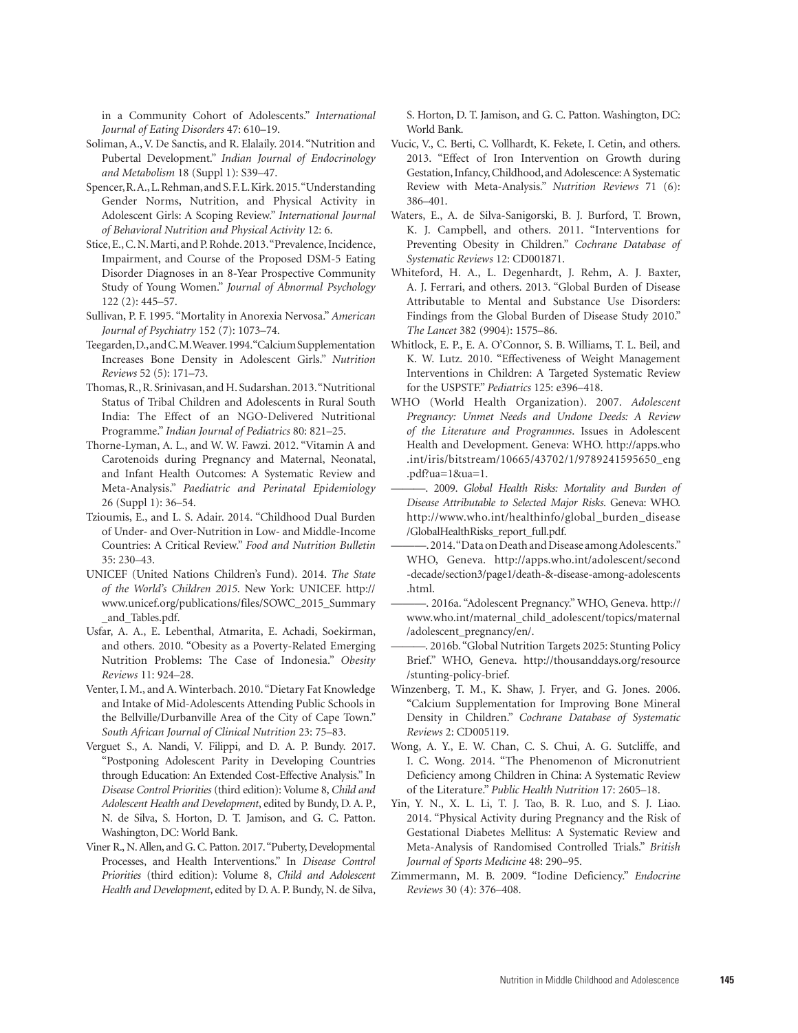in a Community Cohort of Adolescents." *International Journal of Eating Disorders* 47: 610–19.

Soliman, A., V. De Sanctis, and R. Elalaily. 2014. "Nutrition and Pubertal Development." *Indian Journal of Endocrinology and Metabolism* 18 (Suppl 1): S39–47.

Spencer, R. A., L. Rehman, and S. F. L. Kirk. 2015. "Understanding Gender Norms, Nutrition, and Physical Activity in Adolescent Girls: A Scoping Review." *International Journal of Behavioral Nutrition and Physical Activity* 12: 6.

Stice, E., C. N. Marti, and P. Rohde. 2013. "Prevalence, Incidence, Impairment, and Course of the Proposed DSM-5 Eating Disorder Diagnoses in an 8-Year Prospective Community Study of Young Women." *Journal of Abnormal Psychology* 122 (2): 445–57.

Sullivan, P. F. 1995. "Mortality in Anorexia Nervosa." *American Journal of Psychiatry* 152 (7): 1073–74.

Teegarden, D., and C. M. Weaver. 1994. "Calcium Supplementation Increases Bone Density in Adolescent Girls." *Nutrition Reviews* 52 (5): 171–73.

Thomas, R., R. Srinivasan, and H. Sudarshan. 2013. "Nutritional Status of Tribal Children and Adolescents in Rural South India: The Effect of an NGO-Delivered Nutritional Programme." *Indian Journal of Pediatrics* 80: 821–25.

Thorne-Lyman, A. L., and W. W. Fawzi. 2012. "Vitamin A and Carotenoids during Pregnancy and Maternal, Neonatal, and Infant Health Outcomes: A Systematic Review and Meta-Analysis." *Paediatric and Perinatal Epidemiology* 26 (Suppl 1): 36–54.

Tzioumis, E., and L. S. Adair. 2014. "Childhood Dual Burden of Under- and Over-Nutrition in Low- and Middle-Income Countries: A Critical Review." *Food and Nutrition Bulletin* 35: 230–43.

UNICEF (United Nations Children's Fund). 2014. *The State of the World's Children 2015*. New York: UNICEF. http://www.unicef.org/publications/files/SOWC_2015_Summary_and_Tables.pdf.

Usfar, A. A., E. Lebenthal, Atmarita, E. Achadi, Soekirman, and others. 2010. "Obesity as a Poverty-Related Emerging Nutrition Problems: The Case of Indonesia." *Obesity Reviews* 11: 924–28.

Venter, I. M., and A. Winterbach. 2010. "Dietary Fat Knowledge and Intake of Mid-Adolescents Attending Public Schools in the Bellville/Durbanville Area of the City of Cape Town." *South African Journal of Clinical Nutrition* 23: 75–83.

Verguet S., A. Nandi, V. Filippi, and D. A. P. Bundy. 2017. "Postponing Adolescent Parity in Developing Countries through Education: An Extended Cost-Effective Analysis." In *Disease Control Priorities* (third edition): Volume 8, *Child and Adolescent Health and Development*, edited by Bundy, D. A. P., N. de Silva, S. Horton, D. T. Jamison, and G. C. Patton. Washington, DC: World Bank.

Viner R., N. Allen, and G. C. Patton. 2017. "Puberty, Developmental Processes, and Health Interventions." In *Disease Control Priorities* (third edition): Volume 8, *Child and Adolescent Health and Development*, edited by D. A. P. Bundy, N. de Silva, S. Horton, D. T. Jamison, and G. C. Patton. Washington, DC: World Bank.

Vucic, V., C. Berti, C. Vollhardt, K. Fekete, I. Cetin, and others. 2013. "Effect of Iron Intervention on Growth during Gestation, Infancy, Childhood, and Adolescence: A Systematic Review with Meta-Analysis." *Nutrition Reviews* 71 (6): 386–401.

Waters, E., A. de Silva-Sanigorski, B. J. Burford, T. Brown, K. J. Campbell, and others. 2011. "Interventions for Preventing Obesity in Children." *Cochrane Database of Systematic Reviews* 12: CD001871.

Whiteford, H. A., L. Degenhardt, J. Rehm, A. J. Baxter, A. J. Ferrari, and others. 2013. "Global Burden of Disease Attributable to Mental and Substance Use Disorders: Findings from the Global Burden of Disease Study 2010." *The Lancet* 382 (9904): 1575–86.

Whitlock, E. P., E. A. O'Connor, S. B. Williams, T. L. Beil, and K. W. Lutz. 2010. "Effectiveness of Weight Management Interventions in Children: A Targeted Systematic Review for the USPSTF." *Pediatrics* 125: e396–418.

WHO (World Health Organization). 2007. *Adolescent Pregnancy: Unmet Needs and Undone Deeds: A Review of the Literature and Programmes*. Issues in Adolescent Health and Development. Geneva: WHO. http://apps.who.int/iris/bitstream/10665/43702/1/9789241595650_eng.pdf?ua=1&ua=1.

———. 2009. *Global Health Risks: Mortality and Burden of Disease Attributable to Selected Major Risks*. Geneva: WHO. http://www.who.int/healthinfo/global_burden_disease/GlobalHealthRisks_report_full.pdf.

———. 2014. "Data on Death and Disease among Adolescents." WHO, Geneva. http://apps.who.int/adolescent/second-decade/section3/page1/death-&-disease-among-adolescents.html.

———. 2016a. "Adolescent Pregnancy." WHO, Geneva. http://www.who.int/maternal_child_adolescent/topics/maternal/adolescent_pregnancy/en/.

———. 2016b. "Global Nutrition Targets 2025: Stunting Policy Brief." WHO, Geneva. http://thousanddays.org/resource/stunting-policy-brief.

Winzenberg, T. M., K. Shaw, J. Fryer, and G. Jones. 2006. "Calcium Supplementation for Improving Bone Mineral Density in Children." *Cochrane Database of Systematic Reviews* 2: CD005119.

Wong, A. Y., E. W. Chan, C. S. Chui, A. G. Sutcliffe, and I. C. Wong. 2014. "The Phenomenon of Micronutrient Deficiency among Children in China: A Systematic Review of the Literature." *Public Health Nutrition* 17: 2605–18.

Yin, Y. N., X. L. Li, T. J. Tao, B. R. Luo, and S. J. Liao. 2014. "Physical Activity during Pregnancy and the Risk of Gestational Diabetes Mellitus: A Systematic Review and Meta-Analysis of Randomised Controlled Trials." *British Journal of Sports Medicine* 48: 290–95.

Zimmermann, M. B. 2009. "Iodine Deficiency." *Endocrine Reviews* 30 (4): 376–408.